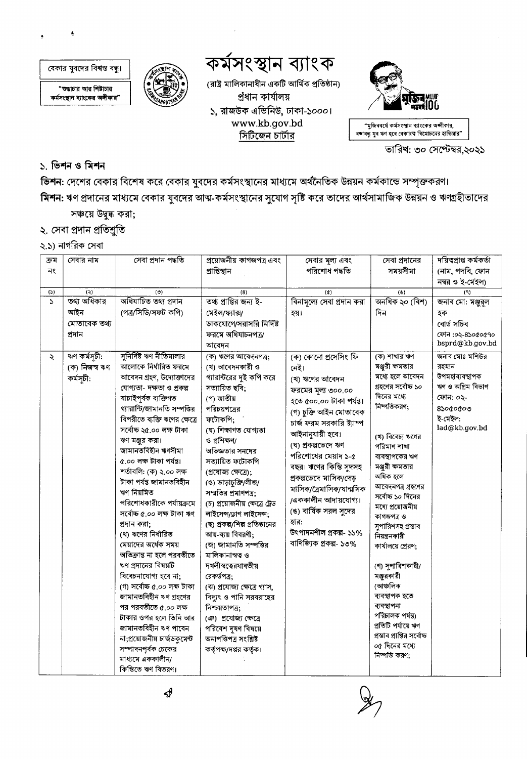বেকার যুবদের বিশ্বস্ত বন্ধু।

"শুদ্ধাচার আর শিষ্টাচার কর্মসংস্থান ব্যাংকের অঙ্গীকার"

# কর্মসংস্থান ব্যাংক

(রাষ্ট্র মালিকানাধীন একটি আর্থিক প্রতিষ্ঠান)
প্রধান কার্যালয়
১, রাজউক এভিনিউ, ঢাকা-১০০০।
www.kb.gov.bd
সিটিজেন চার্টার

"মুজিববর্ষে কর্মসংস্থান ব্যাংকের অঙ্গীকার, বঙ্গবন্ধু যুব ঋণ হবে বেকারত্ব বিমোচনের হাতিয়ার"

তারিখ: ৩০ সেপ্টেম্বর,২০২১

## ১. ভিশন ও মিশন

**ভিশন:** দেশের বেকার বিশেষ করে বেকার যুবদের কর্মসংস্থানের মাধ্যমে অর্থনৈতিক উন্নয়ন কর্মকান্ডে সম্পৃক্তকরণ।

**মিশন:** ঋণ প্রদানের মাধ্যমে বেকার যুবদের আত্ম-কর্মসংস্থানের সুযোগ সৃষ্টি করে তাদের আর্থসামাজিক উন্নয়ন ও ঋণগ্রহীতাদের সঞ্চয়ে উদ্বুদ্ধ করা;

## ২. সেবা প্রদান প্রতিশ্রুতি

### ২.১) নাগরিক সেবা

| ক্রম নং | সেবার নাম | সেবা প্রদান পদ্ধতি | প্রয়োজনীয় কাগজপত্র এবং প্রাপ্তিস্থান | সেবার মূল্য এবং পরিশোধ পদ্ধতি | সেবা প্রদানের সময়সীমা | দয়িত্বপ্রাপ্ত কর্মকর্তা (নাম, পদবি, ফোন নম্বর ও ই-মেইল) |
|---|---|---|---|---|---|---|
| (১) | (২) | (৩) | (৪) | (৫) | (৬) | (৭) |
| ১ | তথ্য অধিকার আইন মোতাবেক তথ্য প্রদান | অধিযাচিত তথ্য প্রদান (পত্র/সিডি/সফট কপি) | তথ্য প্রাপ্তির জন্য ই-মেইল/ফ্যাক্স/ ডাকযোগে/সরাসরি নির্দিষ্ট ফরমে অধিযাচনপত্র/ আবেদন | বিনামূল্যে সেবা প্রদান করা হয়। | অনধিক ২০ (বিশ) দিন | জনাব মো: মঞ্জুরুল হক বোর্ড সচিব ফোন :০২-৪১০৫০৫৭০ bsprd@kb.gov.bd |
| ২ | ঋণ কর্মসূচী: (ক) নিজস্ব ঋণ কর্মসূচী: | সুনির্দিষ্ট ঋণ নীতিমালার আলোকে নির্ধারিত ফরমে আবেদন গ্রহণ, উদ্যোক্তাদের যোগ্যতা- দক্ষতা ও প্রকল্প যাচাইপূর্বক ব্যক্তিগত গ্যারান্টি/জামানতি সম্পত্তির বিপরীতে ব্যক্তি ঋণের ক্ষেত্রে সর্বোচ্চ ২৫.০০ লক্ষ টাকা ঋণ মঞ্জুর করা। জামানতবিহীন ঋণসীমা ৫.০০ লক্ষ টাকা পর্যন্ত। শর্তাবলি: (ক) ২.০০ লক্ষ টাকা পর্যন্ত জামানতবিহীন ঋণ নিয়মিত পরিশোধকারীকে পর্যায়ক্রমে সর্বোচ্চ ৫.০০ লক্ষ টাকা ঋণ প্রদান করা; (খ) ঋণের নির্ধারিত মেয়াদের অর্ধেক সময় অতিক্রান্ত না হলে পরবর্তীতে ঋণ প্রদানের বিষয়টি বিবেচনাযোগ্য হবে না; (গ) সর্বোচ্চ ৫.০০ লক্ষ টাকা জামানতবিহীন ঋণ গ্রহণের পর পরবর্তীতে ৫.০০ লক্ষ টাকার ওপর হলে তিনি আর জামানতবিহীন ঋণ পাবেন না;প্রয়োজনীয় চার্জডকুমেন্ট সম্পাদনপূর্বক চেকের মাধ্যমে এককালীন/ কিস্তিতে ঋণ বিতরণ। | (ক) ঋণের আবেদনপত্র; (খ) আবেদনকারী ও গ্যারান্টরের দুই কপি করে সত্যায়িত ছবি; (গ) জাতীয় পরিচয়পত্রের ফটোকপি; (ঘ) শিক্ষাগত যোগ্যতা ও প্রশিক্ষণ/ অভিজ্ঞতার সনদের সত্যায়িত ফটোকপি (প্রযোজ্য ক্ষেত্রে); (ঙ) ভাড়াচুক্তি/লীজ/ সম্মতির প্রমাণপত্র; (চ) প্রয়োজনীয় ক্ষেত্রে ট্রেড লাইসেন্স/ড্রাগ লাইসেন্স; (ছ) প্রকল্প/শিল্প প্রতিষ্ঠানের আয়-ব্যয় বিবরণী; (জ) জামানতি সম্পত্তির মালিকানাস্বত্ব ও দখলীস্বত্বেরযাবতীয় রেকর্ডপত্র; (ঝ) প্রযোজ্য ক্ষেত্রে গ্যাস, বিদ্যুৎ ও পানি সরবরাহের নিশ্চয়তাপত্র; (ঞ) প্রযোজ্য ক্ষেত্রে পরিবেশ দূষণ বিষয়ে অনাপত্তিপত্র সংশ্লিষ্ট কর্তৃপক্ষ/দপ্তর কর্তৃক। | (ক) কোনো প্রসেসিং ফি নেই। (খ) ঋণের আবেদন ফরমের মূল্য ৩০০.০০ হতে ৫০০.০০ টাকা পর্যন্ত। (গ) চুক্তি আইন মোতাবেক চার্জ ফরম সরকারি ষ্ট্যাম্প আইনানুযায়ী হবে। (ঘ) প্রকল্পভেদে ঋণ পরিশোধের মেয়াদ ১-৫ বছর। ঋণের কিস্তি সুদসহ প্রকল্পভেদে মাসিক/দেড় মাসিক/ত্রৈমাসিক/ষান্মসিক /এককালীন আদায়যোগ্য। (ঙ) বার্ষিক সরল সুদের হার: উৎপাদনশীল প্রকল্প- ১১% বাণিজ্যিক প্রকল্প- ১৩% | (ক) শাখার ঋণ মঞ্জুরী ক্ষমতার মধ্যে হলে আবেদন গ্রহণের সর্বোচ্চ ১০ দিনের মধ্যে নিষ্পত্তিকরণ; (খ) বিবেচ্য ঋণের পরিমাণ শাখা ব্যবস্থাপকের ঋণ মঞ্জুরী ক্ষমতার অধিক হলে আবেদনপত্র গ্রহণের সর্বোচ্চ ১০ দিনের মধ্যে প্রয়োজনীয় কাগজপত্র ও সুপারিশসহ প্রস্তাব নিয়ন্ত্রনকারী কার্যালয়ে প্রেরণ; (গ) সুপারিশকারী/ মঞ্জুরকারী (আঞ্চলিক ব্যবস্থাপক হতে ব্যবস্থাপনা পরিচালক পর্যন্ত) প্রতিটি পর্যায়ে ঋণ প্রস্তাব প্রাপ্তির সর্বোচ্চ ০৫ দিনের মধ্যে নিষ্পত্তি করণ; | জনাব মোঃ মশিউর রহমান উপমহাব্যবস্থাপক ঋণ ও অগ্রিম বিভাগ ফোন: ০২-৪১০৫০৫০৩ ই-মেইল: lad@kb.gov.bd |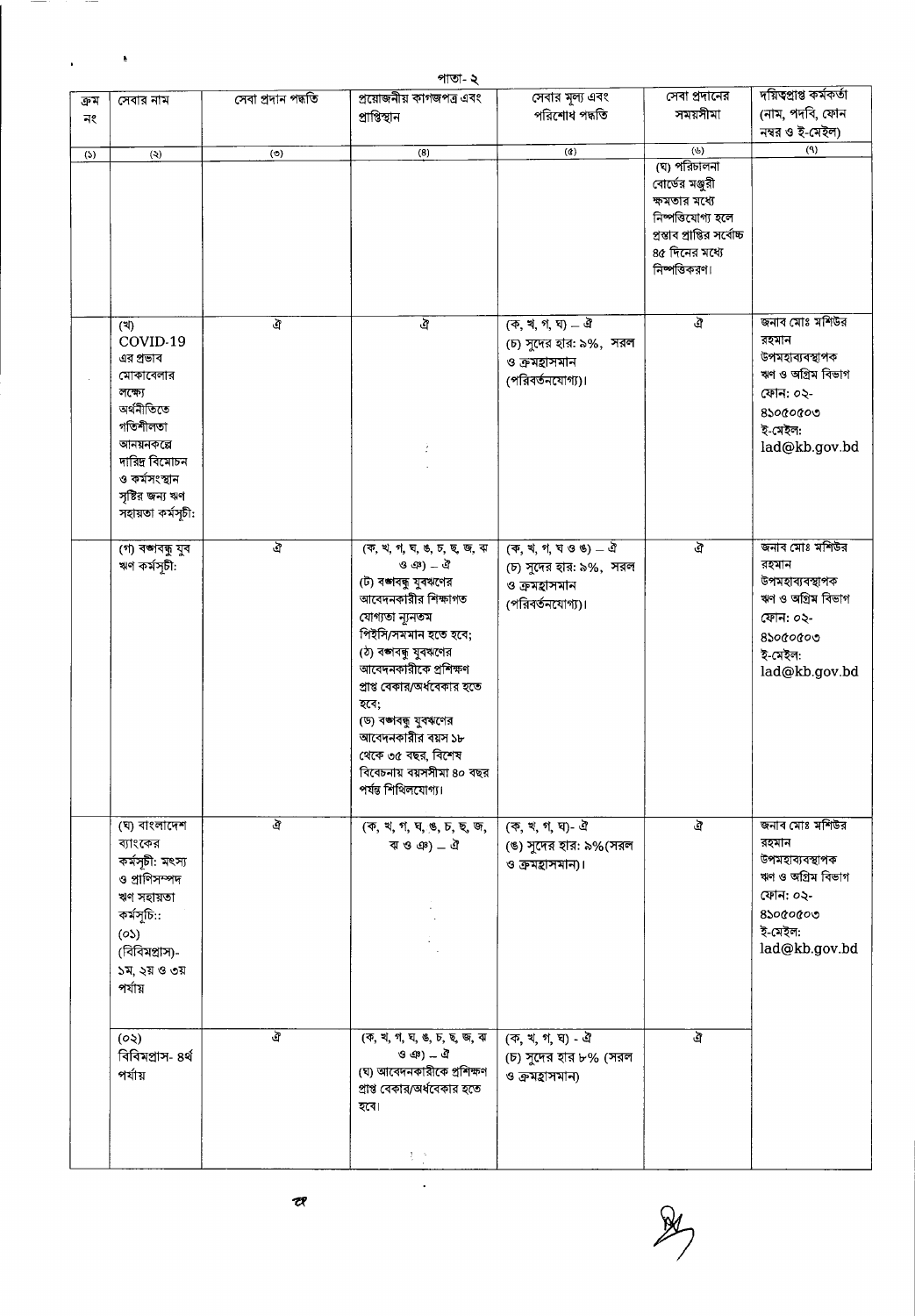| ক্রম নং | সেবার নাম | সেবা প্রদান পদ্ধতি | প্রয়োজনীয় কাগজপত্র এবং প্রাপ্তিস্থান | সেবার মূল্য এবং পরিশোধ পদ্ধতি | সেবা প্রদানের সময়সীমা | দায়িত্বপ্রাপ্ত কর্মকর্তা (নাম, পদবি, ফোন নম্বর ও ই-মেইল) |
|---|---|---|---|---|---|---|
| (১) | (২) | (৩) | (৪) | (৫) | (৬) | (৭) |
| | | | | | (ঘ) পরিচালনা বোর্ডের মঞ্জুরী ক্ষমতার মধ্যে নিষ্পত্তিযোগ্য হলে প্রস্তাব প্রাপ্তির সর্বোচ্চ ৪৫ দিনের মধ্যে নিষ্পত্তিকরণ। | |
| | (খ) COVID-19 এর প্রভাব মোকাবেলার লক্ষ্যে অর্থনীতিতে গতিশীলতা আনয়নকল্পে দারিদ্র বিমোচন ও কর্মসংস্থান সৃষ্টির জন্য ঋণ সহায়তা কর্মসূচী: | ঐ | ঐ | (ক, খ, গ, ঘ) – ঐ (চ) সুদের হার: ৯%, সরল ও ক্রমহ্রাসমান (পরিবর্তনযোগ্য)। | ঐ | জনাব মোঃ মশিউর রহমান উপমহাব্যবস্থাপক ঋণ ও অগ্রিম বিভাগ ফোন: ০২-৪১০৫০৫০৩ ই-মেইল: lad@kb.gov.bd |
| | (গ) বঙ্গবন্ধু যুব ঋণ কর্মসূচী: | ঐ | (ক, খ, গ, ঘ, ঙ, চ, ছ, জ, ঝ ও ঞ) – ঐ (ট) বঙ্গবন্ধু যুবঋণের আবেদনকারীর শিক্ষাগত যোগ্যতা ন্যূনতম পিইসি/সমমান হতে হবে; (ঠ) বঙ্গবন্ধু যুবঋণের আবেদনকারীকে প্রশিক্ষণ প্রাপ্ত বেকার/অর্ধবেকার হতে হবে; (ড) বঙ্গবন্ধু যুবঋণের আবেদনকারীর বয়স ১৮ থেকে ৩৫ বছর, বিশেষ বিবেচনায় বয়সসীমা ৪০ বছর পর্যন্ত শিথিলযোগ্য। | (ক, খ, গ, ঘ ও ঙ) – ঐ (চ) সুদের হার: ৯%, সরল ও ক্রমহ্রাসমান (পরিবর্তনযোগ্য)। | ঐ | জনাব মোঃ মশিউর রহমান উপমহাব্যবস্থাপক ঋণ ও অগ্রিম বিভাগ ফোন: ০২-৪১০৫০৫০৩ ই-মেইল: lad@kb.gov.bd |
| | (ঘ) বাংলাদেশ ব্যাংকের কর্মসূচী: মৎস্য ও প্রাণিসম্পদ ঋণ সহায়তা কর্মসূচি:: (০১) (বিবিমপ্রাস)- ১ম, ২য় ও ৩য় পর্যায় | ঐ | (ক, খ, গ, ঘ, ঙ, চ, ছ, জ, ঝ ও ঞ) – ঐ | (ক, খ, গ, ঘ)- ঐ (ঙ) সুদের হার: ৯%(সরল ও ক্রমহ্রাসমান)। | ঐ | জনাব মোঃ মশিউর রহমান উপমহাব্যবস্থাপক ঋণ ও অগ্রিম বিভাগ ফোন: ০২-৪১০৫০৫০৩ ই-মেইল: lad@kb.gov.bd |
| | (০২) বিবিমপ্রাস- ৪র্থ পর্যায় | ঐ | (ক, খ, গ, ঘ, ঙ, চ, ছ, জ, ঝ ও ঞ) – ঐ (ঘ) আবেদনকারীকে প্রশিক্ষণ প্রাপ্ত বেকার/অর্ধবেকার হতে হবে। | (ক, খ, গ, ঘ) - ঐ (চ) সুদের হার ৮% (সরল ও ক্রমহ্রাসমান) | ঐ | |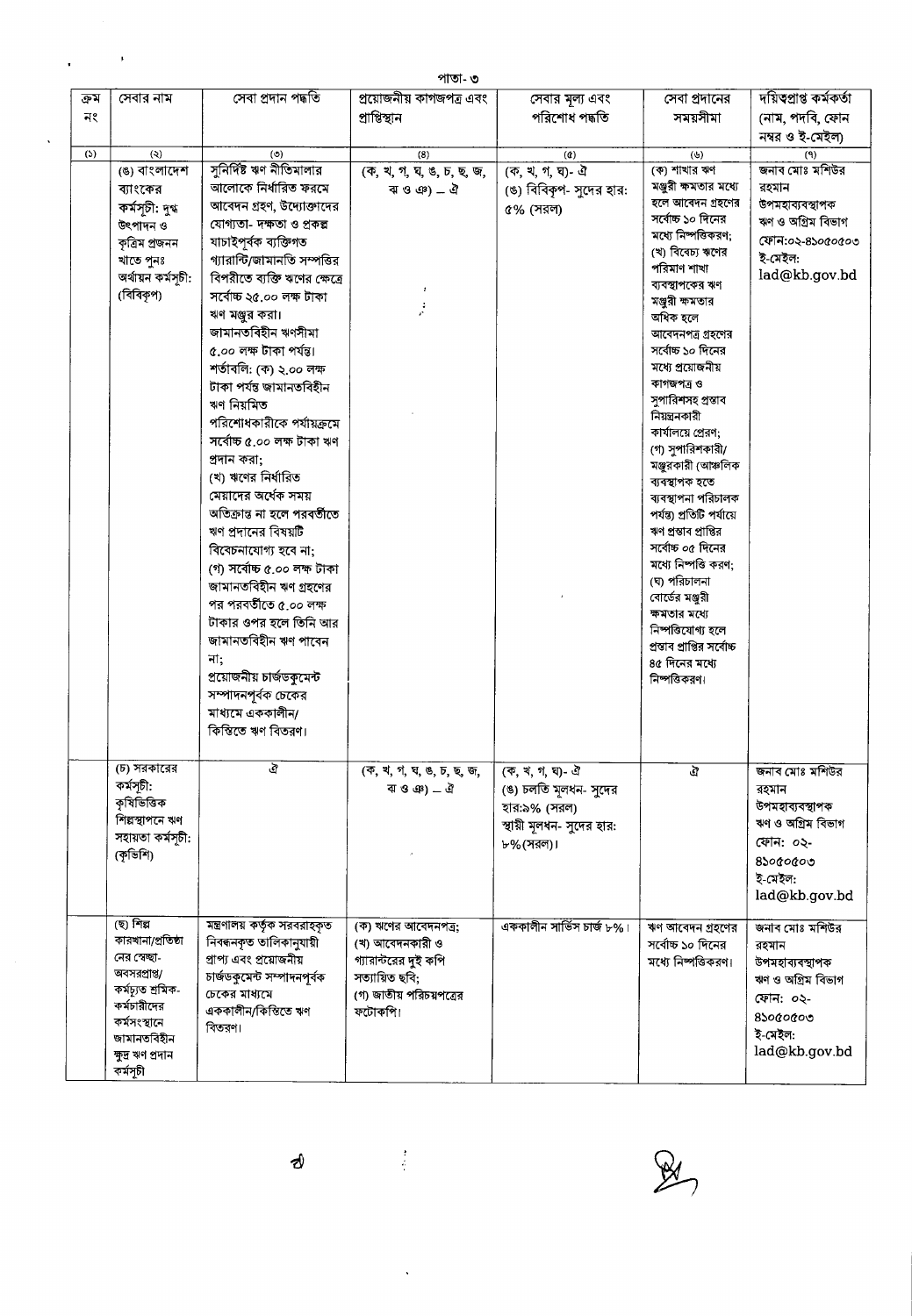| ক্রম নং | সেবার নাম | সেবা প্রদান পদ্ধতি | প্রয়োজনীয় কাগজপত্র এবং প্রাপ্তিস্থান | সেবার মূল্য এবং পরিশোধ পদ্ধতি | সেবা প্রদানের সময়সীমা | দায়িত্বপ্রাপ্ত কর্মকর্তা (নাম, পদবি, ফোন নম্বর ও ই-মেইল) |
|---|---|---|---|---|---|---|
| (১) | (২) | (৩) | (৪) | (৫) | (৬) | (৭) |
| | (ঙ) বাংলাদেশ ব্যাংকের কর্মসূচী: দুগ্ধ উৎপাদন ও কৃত্রিম প্রজনন খাতে পুনঃ অর্থায়ন কর্মসূচী: (বিবিকৃপ) | সুনির্দিষ্ট ঋণ নীতিমালার আলোকে নির্ধারিত ফরমে আবেদন গ্রহণ, উদ্যোক্তাদের যোগ্যতা- দক্ষতা ও প্রকল্প যাচাইপূর্বক ব্যক্তিগত গ্যারান্টি/জামানতি সম্পত্তির বিপরীতে ব্যক্তি ঋণের ক্ষেত্রে সর্বোচ্চ ২৫.০০ লক্ষ টাকা ঋণ মঞ্জুর করা। জামানতবিহীন ঋণসীমা ৫.০০ লক্ষ টাকা পর্যন্ত। শর্তাবলি: (ক) ২.০০ লক্ষ টাকা পর্যন্ত জামানতবিহীন ঋণ নিয়মিত পরিশোধকারীকে পর্যায়ক্রমে সর্বোচ্চ ৫.০০ লক্ষ টাকা ঋণ প্রদান করা; (খ) ঋণের নির্ধারিত মেয়াদের অর্ধেক সময় অতিক্রান্ত না হলে পরবর্তীতে ঋণ প্রদানের বিষয়টি বিবেচনাযোগ্য হবে না; (গ) সর্বোচ্চ ৫.০০ লক্ষ টাকা জামানতবিহীন ঋণ গ্রহণের পর পরবর্তীতে ৫.০০ লক্ষ টাকার ওপর হলে তিনি আর জামানতবিহীন ঋণ পাবেন না; প্রয়োজনীয় চার্জডকুমেন্ট সম্পাদনপূর্বক চেকের মাধ্যমে এককালীন/কিস্তিতে ঋণ বিতরণ। | (ক, খ, গ, ঘ, ঙ, চ, ছ, জ, ঝ ও ঞ) – ঐ | (ক, খ, গ, ঘ)- ঐ (ঙ) বিবিকৃপ- সুদের হার: ৫% (সরল) | (ক) শাখার ঋণ মঞ্জুরী ক্ষমতার মধ্যে হলে আবেদন গ্রহণের সর্বোচ্চ ১০ দিনের মধ্যে নিষ্পত্তিকরণ; (খ) বিবেচ্য ঋণের পরিমাণ শাখা ব্যবস্থাপকের ঋণ মঞ্জুরী ক্ষমতার অধিক হলে আবেদনপত্র গ্রহণের সর্বোচ্চ ১০ দিনের মধ্যে প্রয়োজনীয় কাগজপত্র ও সুপারিশসহ প্রস্তাব নিয়ন্ত্রনকারী কার্যালয়ে প্রেরণ; (গ) সুপারিশকারী/ মঞ্জুরকারী (আঞ্চলিক ব্যবস্থাপক হতে ব্যবস্থাপনা পরিচালক পর্যন্ত) প্রতিটি পর্যায়ে ঋণ প্রস্তাব প্রাপ্তির সর্বোচ্চ ০৫ দিনের মধ্যে নিষ্পত্তি করণ; (ঘ) পরিচালনা বোর্ডের মঞ্জুরী ক্ষমতার মধ্যে নিষ্পত্তিযোগ্য হলে প্রস্তাব প্রাপ্তির সর্বোচ্চ ৪৫ দিনের মধ্যে নিষ্পত্তিকরণ। | জনাব মোঃ মশিউর রহমান উপমহাব্যবস্থাপক ঋণ ও অগ্রিম বিভাগ ফোন:০২-৪১০৫০৫০৩ ই-মেইল: lad@kb.gov.bd |
| | (চ) সরকারের কর্মসূচী: কৃষিভিত্তিক শিল্পস্থাপনে ঋণ সহায়তা কর্মসূচী: (কৃভিশি) | ঐ | (ক, খ, গ, ঘ, ঙ, চ, ছ, জ, ঝ ও ঞ) – ঐ | (ক, খ, গ, ঘ)- ঐ (ঙ) চলতি মূলধন- সুদের হার:৯% (সরল) স্থায়ী মূলধন- সুদের হার: ৮% (সরল)। | ঐ | জনাব মোঃ মশিউর রহমান উপমহাব্যবস্থাপক ঋণ ও অগ্রিম বিভাগ ফোন: ০২-৪১০৫০৫০৩ ই-মেইল: lad@kb.gov.bd |
| | (ছ) শিল্প কারখানা/প্রতিষ্ঠানের স্বেচ্ছা-অবসরপ্রাপ্ত/ কর্মচ্যুত শ্রমিক-কর্মচারীদের কর্মসংস্থানে জামানতবিহীন ক্ষুদ্র ঋণ প্রদান কর্মসূচী | মন্ত্রণালয় কর্তৃক সরবরাহকৃত নিবন্ধনকৃত তালিকানুযায়ী প্রাপ্য এবং প্রয়োজনীয় চার্জডকুমেন্ট সম্পাদনপূর্বক চেকের মাধ্যমে এককালীন/কিস্তিতে ঋণ বিতরণ। | (ক) ঋণের আবেদনপত্র; (খ) আবেদনকারী ও গ্যারান্টরের দুই কপি সত্যায়িত ছবি; (গ) জাতীয় পরিচয়পত্রের ফটোকপি। | এককালীন সার্ভিস চার্জ ৮%। | ঋণ আবেদন গ্রহণের সর্বোচ্চ ১০ দিনের মধ্যে নিষ্পত্তিকরণ। | জনাব মোঃ মশিউর রহমান উপমহাব্যবস্থাপক ঋণ ও অগ্রিম বিভাগ ফোন: ০২-৪১০৫০৫০৩ ই-মেইল: lad@kb.gov.bd |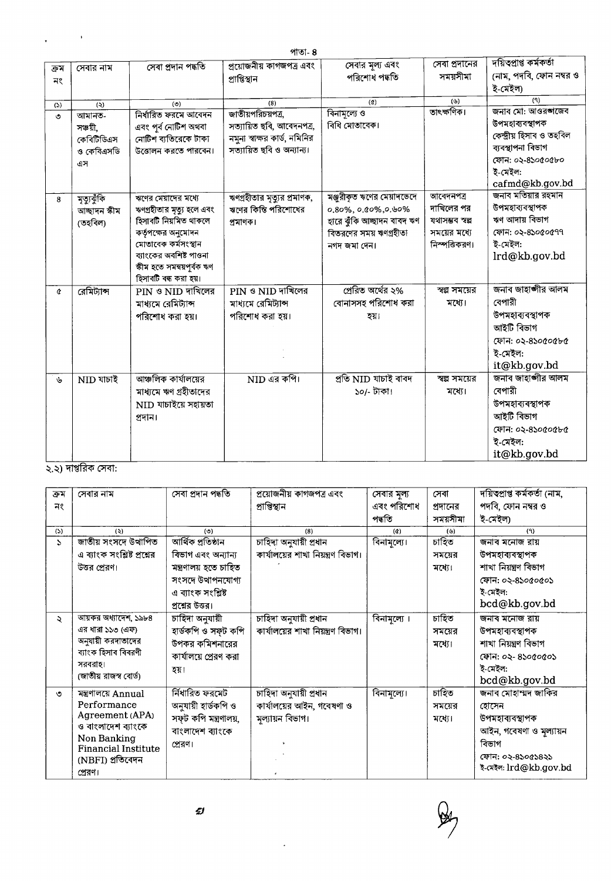| ক্রম নং | সেবার নাম | সেবা প্রদান পদ্ধতি | প্রয়োজনীয় কাগজপত্র এবং প্রাপ্তিস্থান | সেবার মূল্য এবং পরিশোধ পদ্ধতি | সেবা প্রদানের সময়সীমা | দয়িত্বপ্রাপ্ত কর্মকর্তা (নাম, পদবি, ফোন নম্বর ও ই-মেইল) |
|---|---|---|---|---|---|---|
| (১) | (২) | (৩) | (৪) | (৫) | (৬) | (৭) |
| ৩ | আমানত- সঞ্চয়ী, কেবিটিডিএস ও কেবিএসডিএস | নির্ধারিত ফরমে আবেদন এবং পূর্ব নোটিশ অথবা নোটিশ ব্যতিরেকে টাকা উত্তোলন করতে পারবেন। | জাতীয়পরিচয়পত্র, সত্যায়িত ছবি, আবেদনপত্র, নমুনা স্বাক্ষর কার্ড, নমিনির সত্যায়িত ছবি ও অন্যান্য। | বিনামূল্যে ও বিধি মোতাবেক। | তাৎক্ষণিক। | জনাব মো: আওরঙ্গজেব উপমহাব্যবস্থাপক কেন্দ্রীয় হিসাব ও তহবিল ব্যবস্থাপনা বিভাগ ফোন: ০২-৪১০৫০৫৮০ ই-মেইল: cafmd@kb.gov.bd |
| ৪ | মৃত্যুঝুঁকি আচ্ছাদন স্কীম (তহবিল) | ঋণের মেয়াদের মধ্যে ঋণগ্রহীতার মৃত্যু হলে এবং হিসাবটি নিয়মিত থাকলে কর্তৃপক্ষের অনুমোদন মোতাবেক কর্মসংস্থান ব্যাংকের অবশিষ্ট পাওনা স্কীম হতে সমন্বয়পূর্বক ঋণ হিসাবটি বন্ধ করা হয়। | ঋণগ্রহীতার মৃত্যুর প্রমাণক, ঋণের কিস্তি পরিশোধের প্রমাণক। | মঞ্জুরীকৃত ঋণের মেয়াদভেদে ০.৪০%, ০.৫০%,০.৬০% হারে ঝুঁকি আচ্ছাদন বাবদ ঋণ বিতরণের সময় ঋণগ্রহীতা নগদ জমা দেন। | আবেদনপত্র দাখিলের পর যথাসম্ভব স্বল্প সময়ের মধ্যে নিস্পত্তিকরণ। | জনাব মতিয়ার রহমান উপমহাব্যবস্থাপক ঋণ আদায় বিভাগ ফোন: ০২-৪১০৫০৫৭৭ ই-মেইল: lrd@kb.gov.bd |
| ৫ | রেমিট্যান্স | PIN ও NID দাখিলের মাধ্যমে রেমিট্যান্স পরিশোধ করা হয়। | PIN ও NID দাখিলের মাধ্যমে রেমিট্যান্স পরিশোধ করা হয়। | প্রেরিত অর্থের ২% বোনাসসহ পরিশোধ করা হয়। | স্বল্প সময়ের মধ্যে। | জনাব জাহাঙ্গীর আলম বেপারী উপমহাব্যবস্থাপক আইটি বিভাগ ফোন: ০২-৪১০৫০৫৮৫ ই-মেইল: it@kb.gov.bd |
| ৬ | NID যাচাই | আঞ্চলিক কার্যালয়ের মাধ্যমে ঋণ গ্রহীতাদের NID যাচাইয়ে সহায়তা প্রদান। | NID এর কপি। | প্রতি NID যাচাই বাবদ ১০/- টাকা। | স্বল্প সময়ের মধ্যে। | জনাব জাহাঙ্গীর আলম বেপারী উপমহাব্যবস্থাপক আইটি বিভাগ ফোন: ০২-৪১০৫০৫৮৫ ই-মেইল: it@kb.gov.bd |

২.২) দাপ্তরিক সেবা:

| ক্রম নং | সেবার নাম | সেবা প্রদান পদ্ধতি | প্রয়োজনীয় কাগজপত্র এবং প্রাপ্তিস্থান | সেবার মূল্য এবং পরিশোধ পদ্ধতি | সেবা প্রদানের সময়সীমা | দয়িত্বপ্রাপ্ত কর্মকর্তা (নাম, পদবি, ফোন নম্বর ও ই-মেইল) |
|---|---|---|---|---|---|---|
| (১) | (২) | (৩) | (৪) | (৫) | (৬) | (৭) |
| ১ | জাতীয় সংসদে উত্থাপিত এ ব্যাংক সংশ্লিষ্ট প্রশ্নের উত্তর প্রেরণ। | আর্থিক প্রতিষ্ঠান বিভাগ এবং অন্যান্য মন্ত্রণালয় হতে চাহিত সংসদে উত্থাপনযোগ্য এ ব্যাংক সংশ্লিষ্ট প্রশ্নের উত্তর। | চাহিদা অনুযায়ী প্রধান কার্যালয়ের শাখা নিয়ন্ত্রণ বিভাগ। | বিনামূল্যে। | চাহিত সময়ের মধ্যে। | জনাব মনোজ রায় উপমহাব্যবস্থাপক শাখা নিয়ন্ত্রণ বিভাগ ফোন: ০২-৪১০৫০৫০১ ই-মেইল: bcd@kb.gov.bd |
| ২ | আয়কর অধ্যাদেশ, ১৯৮৪ এর ধারা ১১৩ (এফ) অনুযায়ী করদাতাদের ব্যাংক হিসাব বিবরণী সরবরাহ। (জাতীয় রাজস্ব বোর্ড) | চাহিদা অনুযায়ী হার্ডকপি ও সফট কপি উপকর কমিশনারের কার্যালয়ে প্রেরণ করা হয়। | চাহিদা অনুযায়ী প্রধান কার্যালয়ের শাখা নিয়ন্ত্রণ বিভাগ। | বিনামূল্যে । | চাহিত সময়ের মধ্যে। | জনাব মনোজ রায় উপমহাব্যবস্থাপক শাখা নিয়ন্ত্রণ বিভাগ ফোন: ০২- ৪১০৫০৫০১ ই-মেইল: bcd@kb.gov.bd |
| ৩ | মন্ত্রণালয়ে Annual Performance Agreement (APA) ও বাংলাদেশ ব্যাংকে Non Banking Financial Institute (NBFI) প্রতিবেদন প্রেরণ। | নির্ধারিত ফরমেট অনুযায়ী হার্ডকপি ও সফট কপি মন্ত্রণালয়, বাংলাদেশ ব্যাংকে প্রেরণ। | চাহিদা অনুযায়ী প্রধান কার্যালয়ের আইন, গবেষণা ও মূল্যায়ন বিভাগ। | বিনামূল্যে। | চাহিত সময়ের মধ্যে। | জনাব মোহাম্মদ জাকির হোসেন উপমহাব্যবস্থাপক আইন, গবেষণা ও মূল্যায়ন বিভাগ ফোন: ০২-৪১০৫১৪২১ ই-মেইল: lrd@kb.gov.bd |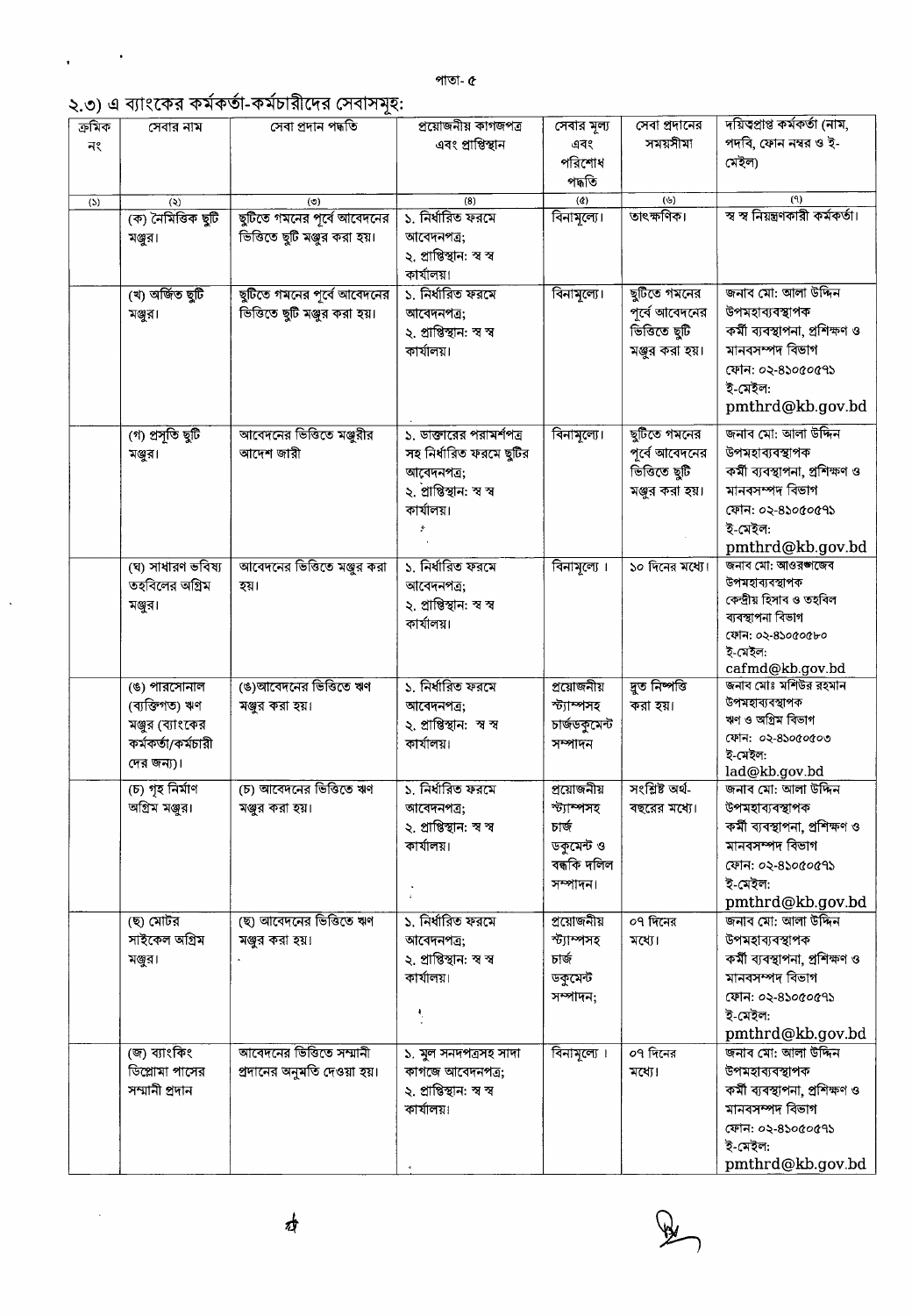## ২.৩) এ ব্যাংকের কর্মকর্তা-কর্মচারীদের সেবাসমূহ:

| ক্রমিক নং | সেবার নাম | সেবা প্রদান পদ্ধতি | প্রয়োজনীয় কাগজপত্র এবং প্রাপ্তিস্থান | সেবার মূল্য এবং পরিশোধ পদ্ধতি | সেবা প্রদানের সময়সীমা | দায়িত্বপ্রাপ্ত কর্মকর্তা (নাম, পদবি, ফোন নম্বর ও ই-মেইল) |
|---|---|---|---|---|---|---|
| (১) | (২) | (৩) | (৪) | (৫) | (৬) | (৭) |
| | (ক) নৈমিত্তিক ছুটি মঞ্জুর। | ছুটিতে গমনের পূর্বে আবেদনের ভিত্তিতে ছুটি মঞ্জুর করা হয়। | ১. নির্ধারিত ফরমে আবেদনপত্র; ২. প্রাপ্তিস্থান: স্ব স্ব কার্যালয়। | বিনামূল্যে। | তাৎক্ষণিক। | স্ব স্ব নিয়ন্ত্রণকারী কর্মকর্তা। |
| | (খ) অর্জিত ছুটি মঞ্জুর। | ছুটিতে গমনের পূর্বে আবেদনের ভিত্তিতে ছুটি মঞ্জুর করা হয়। | ১. নির্ধারিত ফরমে আবেদনপত্র; ২. প্রাপ্তিস্থান: স্ব স্ব কার্যালয়। | বিনামূল্যে। | ছুটিতে গমনের পূর্বে আবেদনের ভিত্তিতে ছুটি মঞ্জুর করা হয়। | জনাব মো: আলা উদ্দিন উপমহাব্যবস্থাপক কর্মী ব্যবস্থাপনা, প্রশিক্ষণ ও মানবসম্পদ বিভাগ ফোন: ০২-৪১০৫০৫৭১ ই-মেইল: pmthrd@kb.gov.bd |
| | (গ) প্রসূতি ছুটি মঞ্জুর। | আবেদনের ভিত্তিতে মঞ্জুরীর আদেশ জারী | ১. ডাক্তারের পরামর্শপত্র সহ নির্ধারিত ফরমে ছুটির আবেদনপত্র; ২. প্রাপ্তিস্থান: স্ব স্ব কার্যালয়। | বিনামূল্যে। | ছুটিতে গমনের পূর্বে আবেদনের ভিত্তিতে ছুটি মঞ্জুর করা হয়। | জনাব মো: আলা উদ্দিন উপমহাব্যবস্থাপক কর্মী ব্যবস্থাপনা, প্রশিক্ষণ ও মানবসম্পদ বিভাগ ফোন: ০২-৪১০৫০৫৭১ ই-মেইল: pmthrd@kb.gov.bd |
| | (ঘ) সাধারণ ভবিষ্য তহবিলের অগ্রিম মঞ্জুর। | আবেদনের ভিত্তিতে মঞ্জুর করা হয়। | ১. নির্ধারিত ফরমে আবেদনপত্র; ২. প্রাপ্তিস্থান: স্ব স্ব কার্যালয়। | বিনামূল্যে। | ১০ দিনের মধ্যে। | জনাব মো: আওরঙ্গজেব উপমহাব্যবস্থাপক কেন্দ্রীয় হিসাব ও তহবিল ব্যবস্থাপনা বিভাগ ফোন: ০২-৪১০৫০৫৮০ ই-মেইল: cafmd@kb.gov.bd |
| | (ঙ) পারসোনাল (ব্যক্তিগত) ঋণ মঞ্জুর (ব্যাংকের কর্মকর্তা/কর্মচারী দের জন্য)। | (ঙ)আবেদনের ভিত্তিতে ঋণ মঞ্জুর করা হয়। | ১. নির্ধারিত ফরমে আবেদনপত্র; ২. প্রাপ্তিস্থান: স্ব স্ব কার্যালয়। | প্রয়োজনীয় স্ট্যাম্পসহ চার্জডকুমেন্ট সম্পাদন | দ্রুত নিষ্পত্তি করা হয়। | জনাব মোঃ মশিউর রহমান উপমহাব্যবস্থাপক ঋণ ও অগ্রিম বিভাগ ফোন: ০২-৪১০৫০৫০৩ ই-মেইল: lad@kb.gov.bd |
| | (চ) গৃহ নির্মাণ অগ্রিম মঞ্জুর। | (চ) আবেদনের ভিত্তিতে ঋণ মঞ্জুর করা হয়। | ১. নির্ধারিত ফরমে আবেদনপত্র; ২. প্রাপ্তিস্থান: স্ব স্ব কার্যালয়। | প্রয়োজনীয় স্ট্যাম্পসহ চার্জ ডকুমেন্ট ও বন্ধকি দলিল সম্পাদন। | সংশ্লিষ্ট অর্থ-বছরের মধ্যে। | জনাব মো: আলা উদ্দিন উপমহাব্যবস্থাপক কর্মী ব্যবস্থাপনা, প্রশিক্ষণ ও মানবসম্পদ বিভাগ ফোন: ০২-৪১০৫০৫৭১ ই-মেইল: pmthrd@kb.gov.bd |
| | (ছ) মোটর সাইকেল অগ্রিম মঞ্জুর। | (ছ) আবেদনের ভিত্তিতে ঋণ মঞ্জুর করা হয়। | ১. নির্ধারিত ফরমে আবেদনপত্র; ২. প্রাপ্তিস্থান: স্ব স্ব কার্যালয়। | প্রয়োজনীয় স্ট্যাম্পসহ চার্জ ডকুমেন্ট সম্পাদন; | ০৭ দিনের মধ্যে। | জনাব মো: আলা উদ্দিন উপমহাব্যবস্থাপক কর্মী ব্যবস্থাপনা, প্রশিক্ষণ ও মানবসম্পদ বিভাগ ফোন: ০২-৪১০৫০৫৭১ ই-মেইল: pmthrd@kb.gov.bd |
| | (জ) ব্যাংকিং ডিপ্লোমা পাসের সম্মানী প্রদান | আবেদনের ভিত্তিতে সম্মানী প্রদানের অনুমতি দেওয়া হয়। | ১. মুল সনদপত্রসহ সাদা কাগজে আবেদনপত্র; ২. প্রাপ্তিস্থান: স্ব স্ব কার্যালয়। | বিনামূল্যে। | ০৭ দিনের মধ্যে। | জনাব মো: আলা উদ্দিন উপমহাব্যবস্থাপক কর্মী ব্যবস্থাপনা, প্রশিক্ষণ ও মানবসম্পদ বিভাগ ফোন: ০২-৪১০৫০৫৭১ ই-মেইল: pmthrd@kb.gov.bd |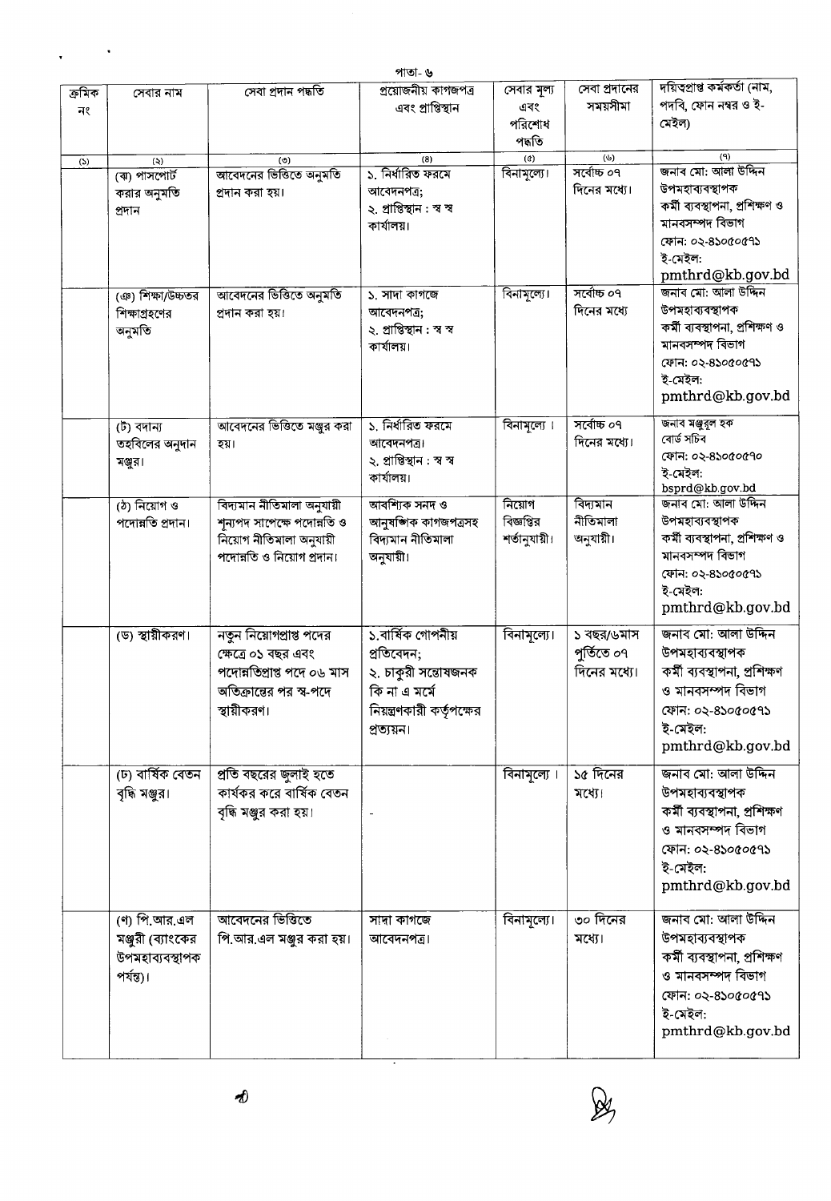| ক্রমিক নং | সেবার নাম | সেবা প্রদান পদ্ধতি | প্রয়োজনীয় কাগজপত্র এবং প্রাপ্তিস্থান | সেবার মূল্য এবং পরিশোধ পদ্ধতি | সেবা প্রদানের সময়সীমা | দয়িত্বপ্রাপ্ত কর্মকর্তা (নাম, পদবি, ফোন নম্বর ও ই-মেইল) |
|---|---|---|---|---|---|---|
| (১) | (২) | (৩) | (৪) | (৫) | (৬) | (৭) |
| | (ঝ) পাসপোর্ট করার অনুমতি প্রদান | আবেদনের ভিত্তিতে অনুমতি প্রদান করা হয়। | ১. নির্ধারিত ফরমে আবেদনপত্র; ২. প্রাপ্তিস্থান : স্ব স্ব কার্যালয়। | বিনামূল্যে। | সর্বোচ্চ ০৭ দিনের মধ্যে। | জনাব মো: আলা উদ্দিন উপমহাব্যবস্থাপক কর্মী ব্যবস্থাপনা, প্রশিক্ষণ ও মানবসম্পদ বিভাগ ফোন: ০২-৪১০৫০৫৭১ ই-মেইল: pmthrd@kb.gov.bd |
| | (ঞ) শিক্ষা/উচ্চতর শিক্ষাগ্রহণের অনুমতি | আবেদনের ভিত্তিতে অনুমতি প্রদান করা হয়। | ১. সাদা কাগজে আবেদনপত্র; ২. প্রাপ্তিস্থান : স্ব স্ব কার্যালয়। | বিনামূল্যে। | সর্বোচ্চ ০৭ দিনের মধ্যে | জনাব মো: আলা উদ্দিন উপমহাব্যবস্থাপক কর্মী ব্যবস্থাপনা, প্রশিক্ষণ ও মানবসম্পদ বিভাগ ফোন: ০২-৪১০৫০৫৭১ ই-মেইল: pmthrd@kb.gov.bd |
| | (ট) বদান্য তহবিলের অনুদান মঞ্জুর। | আবেদনের ভিত্তিতে মঞ্জুর করা হয়। | ১. নির্ধারিত ফরমে আবেদনপত্র। ২. প্রাপ্তিস্থান : স্ব স্ব কার্যালয়। | বিনামূল্যে । | সর্বোচ্চ ০৭ দিনের মধ্যে। | জনাব মঞ্জুরুল হক বোর্ড সচিব ফোন: ০২-৪১০৫০৫৭০ ই-মেইল: bsprd@kb.gov.bd |
| | (ঠ) নিয়োগ ও পদোন্নতি প্রদান। | বিদ্যমান নীতিমালা অনুযায়ী শূন্যপদ সাপেক্ষে পদোন্নতি ও নিয়োগ নীতিমালা অনুযায়ী পদোন্নতি ও নিয়োগ প্রদান। | আবশ্যিক সনদ ও আনুষঙ্গিক কাগজপত্রসহ বিদ্যমান নীতিমালা অনুযায়ী। | নিয়োগ বিজ্ঞপ্তির শর্তানুযায়ী। | বিদ্যমান নীতিমালা অনুযায়ী। | জনাব মো: আলা উদ্দিন উপমহাব্যবস্থাপক কর্মী ব্যবস্থাপনা, প্রশিক্ষণ ও মানবসম্পদ বিভাগ ফোন: ০২-৪১০৫০৫৭১ ই-মেইল: pmthrd@kb.gov.bd |
| | (ড) স্থায়ীকরণ। | নতুন নিয়োগপ্রাপ্ত পদের ক্ষেত্রে ০১ বছর এবং পদোন্নতিপ্রাপ্ত পদে ০৬ মাস অতিক্রান্তের পর স্ব-পদে স্থায়ীকরণ। | ১.বার্ষিক গোপনীয় প্রতিবেদন; ২. চাকুরী সন্তোষজনক কি না এ মর্মে নিয়ন্ত্রণকারী কর্তৃপক্ষের প্রত্যয়ন। | বিনামূল্যে। | ১ বছর/৬মাস পুর্তিতে ০৭ দিনের মধ্যে। | জনাব মো: আলা উদ্দিন উপমহাব্যবস্থাপক কর্মী ব্যবস্থাপনা, প্রশিক্ষণ ও মানবসম্পদ বিভাগ ফোন: ০২-৪১০৫০৫৭১ ই-মেইল: pmthrd@kb.gov.bd |
| | (ঢ) বার্ষিক বেতন বৃদ্ধি মঞ্জুর। | প্রতি বছরের জুলাই হতে কার্যকর করে বার্ষিক বেতন বৃদ্ধি মঞ্জুর করা হয়। | - | বিনামূল্যে । | ১৫ দিনের মধ্যে। | জনাব মো: আলা উদ্দিন উপমহাব্যবস্থাপক কর্মী ব্যবস্থাপনা, প্রশিক্ষণ ও মানবসম্পদ বিভাগ ফোন: ০২-৪১০৫০৫৭১ ই-মেইল: pmthrd@kb.gov.bd |
| | (ণ) পি.আর.এল মঞ্জুরী (ব্যাংকের উপমহাব্যবস্থাপক পর্যন্ত)। | আবেদনের ভিত্তিতে পি.আর.এল মঞ্জুর করা হয়। | সাদা কাগজে আবেদনপত্র। | বিনামূল্যে। | ৩০ দিনের মধ্যে। | জনাব মো: আলা উদ্দিন উপমহাব্যবস্থাপক কর্মী ব্যবস্থাপনা, প্রশিক্ষণ ও মানবসম্পদ বিভাগ ফোন: ০২-৪১০৫০৫৭১ ই-মেইল: pmthrd@kb.gov.bd |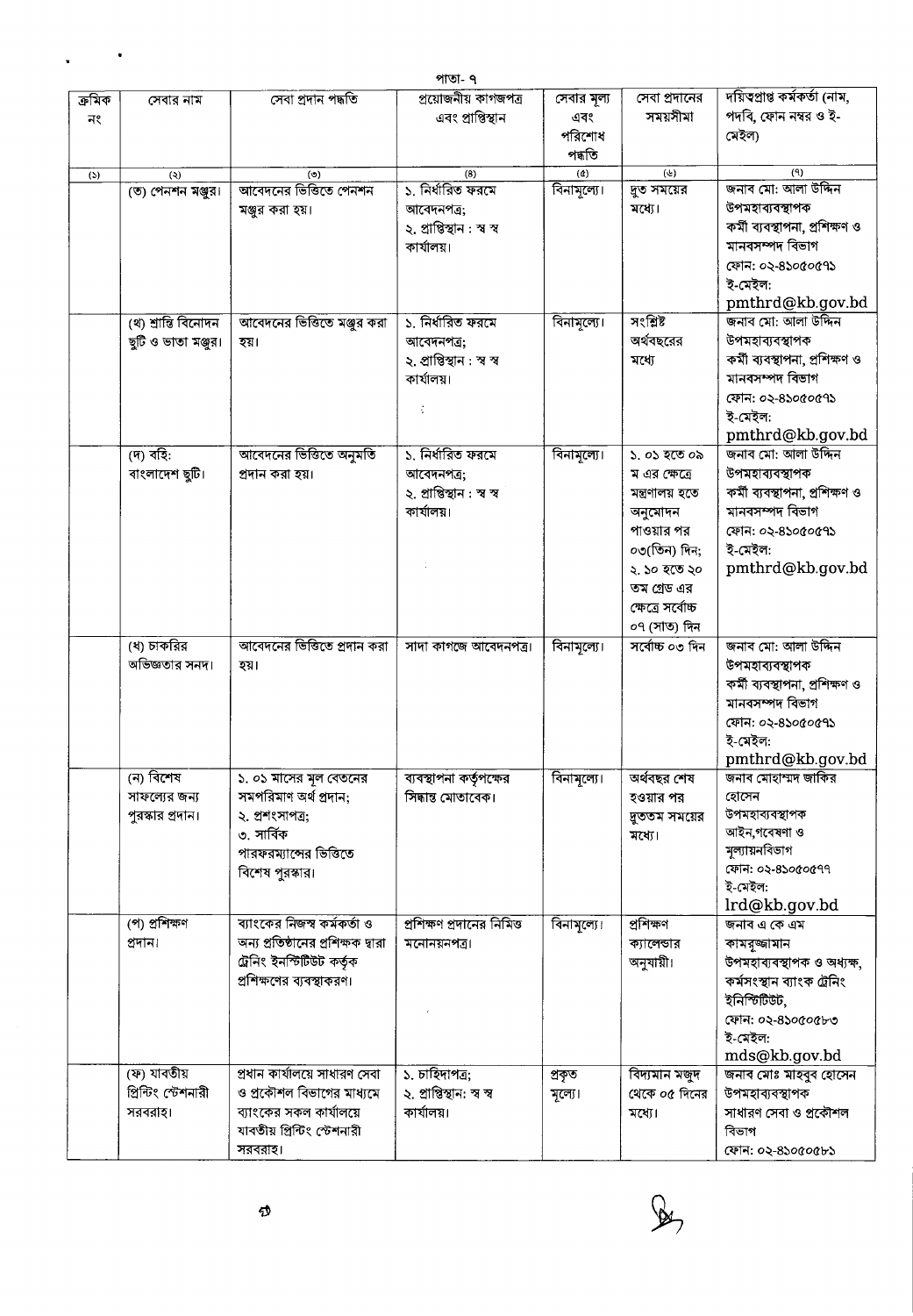| ক্রমিক নং | সেবার নাম | সেবা প্রদান পদ্ধতি | প্রয়োজনীয় কাগজপত্র এবং প্রাপ্তিস্থান | সেবার মূল্য এবং পরিশোধ পদ্ধতি | সেবা প্রদানের সময়সীমা | দয়িত্বপ্রাপ্ত কর্মকর্তা (নাম, পদবি, ফোন নম্বর ও ই-মেইল) |
|---|---|---|---|---|---|---|
| (১) | (২) | (৩) | (৪) | (৫) | (৬) | (৭) |
| | (ত) পেনশন মঞ্জুর। | আবেদনের ভিত্তিতে পেনশন মঞ্জুর করা হয়। | ১. নির্ধারিত ফরমে আবেদনপত্র; ২. প্রাপ্তিস্থান : স্ব স্ব কার্যালয়। | বিনামূল্যে। | দ্রুত সময়ের মধ্যে। | জনাব মো: আলা উদ্দিন উপমহাব্যবস্থাপক কর্মী ব্যবস্থাপনা, প্রশিক্ষণ ও মানবসম্পদ বিভাগ ফোন: ০২-৪১০৫০৫৭১ ই-মেইল: pmthrd@kb.gov.bd |
| | (থ) শ্রান্তি বিনোদন ছুটি ও ভাতা মঞ্জুর। | আবেদনের ভিত্তিতে মঞ্জুর করা হয়। | ১. নির্ধারিত ফরমে আবেদনপত্র; ২. প্রাপ্তিস্থান : স্ব স্ব কার্যালয়। | বিনামূল্যে। | সংশ্লিষ্ট অর্থবছরের মধ্যে | জনাব মো: আলা উদ্দিন উপমহাব্যবস্থাপক কর্মী ব্যবস্থাপনা, প্রশিক্ষণ ও মানবসম্পদ বিভাগ ফোন: ০২-৪১০৫০৫৭১ ই-মেইল: pmthrd@kb.gov.bd |
| | (দ) বহি: বাংলাদেশ ছুটি। | আবেদনের ভিত্তিতে অনুমতি প্রদান করা হয়। | ১. নির্ধারিত ফরমে আবেদনপত্র; ২. প্রাপ্তিস্থান : স্ব স্ব কার্যালয়। | বিনামূল্যে। | ১. ০১ হতে ০৯ ম এর ক্ষেত্রে মন্ত্রণালয় হতে অনুমোদন পাওয়ার পর ০৩(তিন) দিন; ২. ১০ হতে ২০ তম গ্রেড এর ক্ষেত্রে সর্বোচ্চ ০৭ (সাত) দিন | জনাব মো: আলা উদ্দিন উপমহাব্যবস্থাপক কর্মী ব্যবস্থাপনা, প্রশিক্ষণ ও মানবসম্পদ বিভাগ ফোন: ০২-৪১০৫০৫৭১ ই-মেইল: pmthrd@kb.gov.bd |
| | (ধ) চাকরির অভিজ্ঞতার সনদ। | আবেদনের ভিত্তিতে প্রদান করা হয়। | সাদা কাগজে আবেদনপত্র। | বিনামূল্যে। | সর্বোচ্চ ০৩ দিন | জনাব মো: আলা উদ্দিন উপমহাব্যবস্থাপক কর্মী ব্যবস্থাপনা, প্রশিক্ষণ ও মানবসম্পদ বিভাগ ফোন: ০২-৪১০৫০৫৭১ ই-মেইল: pmthrd@kb.gov.bd |
| | (ন) বিশেষ সাফল্যের জন্য পুরস্কার প্রদান। | ১. ০১ মাসের মূল বেতনের সমপরিমাণ অর্থ প্রদান; ২. প্রশংসাপত্র; ৩. সার্বিক পারফরম্যান্সের ভিত্তিতে বিশেষ পুরস্কার। | ব্যবস্থাপনা কর্তৃপক্ষের সিদ্ধান্ত মোতাবেক। | বিনামূল্যে। | অর্থবছর শেষ হওয়ার পর দ্রুততম সময়ের মধ্যে। | জনাব মোহাম্মদ জাকির হোসেন উপমহাব্যবস্থাপক আইন,গবেষণা ও মূল্যায়নবিভাগ ফোন: ০২-৪১০৫০৫৭৭ ই-মেইল: lrd@kb.gov.bd |
| | (প) প্রশিক্ষণ প্রদান। | ব্যাংকের নিজস্ব কর্মকর্তা ও অন্য প্রতিষ্ঠানের প্রশিক্ষক দ্বারা ট্রেনিং ইনস্টিটিউট কর্তৃক প্রশিক্ষণের ব্যবস্থাকরণ। | প্রশিক্ষণ প্রদানের নিমিত্ত মনোনয়নপত্র। | বিনামূল্যে। | প্রশিক্ষণ ক্যালেন্ডার অনুযায়ী। | জনাব এ কে এম কামরুজ্জামান উপমহাব্যবস্থাপক ও অধ্যক্ষ, কর্মসংস্থান ব্যাংক ট্রেনিং ইনিস্টিটিউট, ফোন: ০২-৪১০৫০৫৮৩ ই-মেইল: mds@kb.gov.bd |
| | (ফ) যাবতীয় প্রিন্টিং স্টেশনারী সরবরাহ। | প্রধান কার্যালয়ে সাধারণ সেবা ও প্রকৌশল বিভাগের মাধ্যমে ব্যাংকের সকল কার্যালয়ে যাবতীয় প্রিন্টিং স্টেশনারী সরবরাহ। | ১. চাহিদাপত্র; ২. প্রাপ্তিস্থান: স্ব স্ব কার্যালয়। | প্রকৃত মূল্যে। | বিদ্যমান মজুদ থেকে ০৫ দিনের মধ্যে। | জনাব মোঃ মাহবুব হোসেন উপমহাব্যবস্থাপক সাধারণ সেবা ও প্রকৌশল বিভাগ ফোন: ০২-৪১০৫০৫৮১ |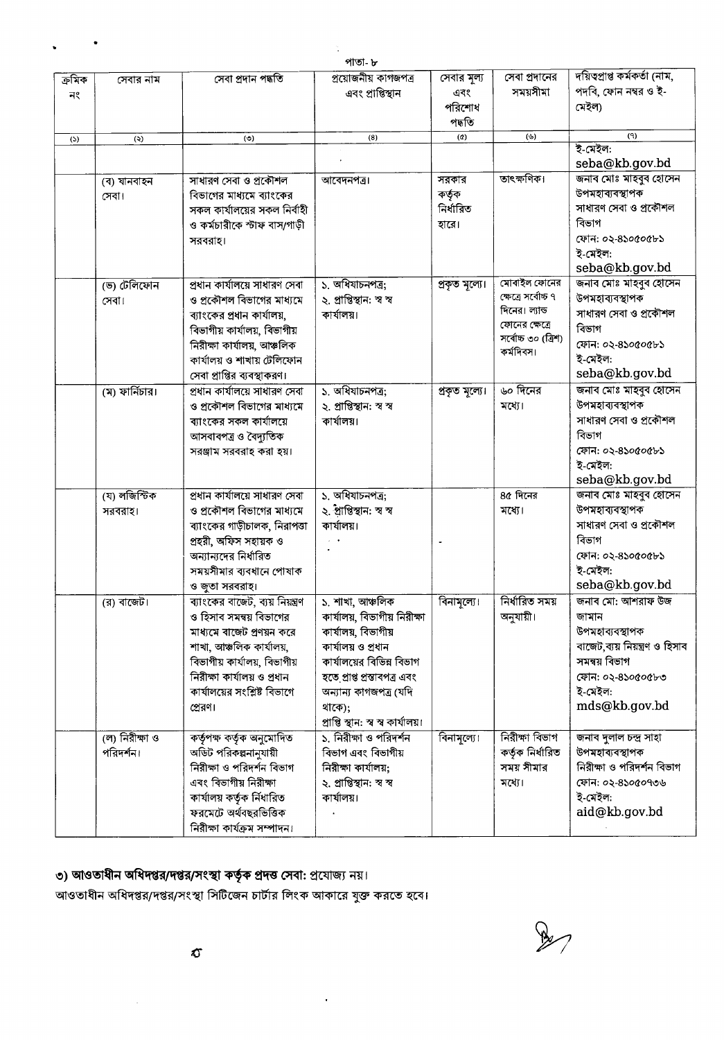| ক্রমিক নং | সেবার নাম | সেবা প্রদান পদ্ধতি | প্রয়োজনীয় কাগজপত্র এবং প্রাপ্তিস্থান | সেবার মূল্য এবং পরিশোধ পদ্ধতি | সেবা প্রদানের সময়সীমা | দয়িত্বপ্রাপ্ত কর্মকর্তা (নাম, পদবি, ফোন নম্বর ও ই-মেইল) |
|---|---|---|---|---|---|---|
| (১) | (২) | (৩) | (৪) | (৫) | (৬) | (৭) |
| | | | | | | ই-মেইল: seba@kb.gov.bd |
| | (ব) যানবাহন সেবা। | সাধারণ সেবা ও প্রকৌশল বিভাগের মাধ্যমে ব্যাংকের সকল কার্যালয়ের সকল নির্বাহী ও কর্মচারীকে স্টাফ বাস/গাড়ী সরবরাহ। | আবেদনপত্র। | সরকার কর্তৃক নির্ধারিত হারে। | তাৎক্ষণিক। | জনাব মোঃ মাহবুব হোসেন উপমহাব্যবস্থাপক সাধারণ সেবা ও প্রকৌশল বিভাগ ফোন: ০২-৪১০৫০৫৮১ ই-মেইল: seba@kb.gov.bd |
| | (ভ) টেলিফোন সেবা। | প্রধান কার্যালয়ে সাধারণ সেবা ও প্রকৌশল বিভাগের মাধ্যমে ব্যাংকের প্রধান কার্যালয়, বিভাগীয় কার্যালয়, বিভাগীয় নিরীক্ষা কার্যালয়, আঞ্চলিক কার্যালয় ও শাখায় টেলিফোন সেবা প্রাপ্তির ব্যবস্থাকরণ। | ১. অধিযাচনপত্র; ২. প্রাপ্তিস্থান: স্ব স্ব কার্যালয়। | প্রকৃত মূল্যে। | মোবাইল ফোনের ক্ষেত্রে সর্বোচ্চ ৭ দিনের। ল্যান্ড ফোনের ক্ষেত্রে সর্বোচ্চ ৩০ (ত্রিশ) কর্মদিবস। | জনাব মোঃ মাহবুব হোসেন উপমহাব্যবস্থাপক সাধারণ সেবা ও প্রকৌশল বিভাগ ফোন: ০২-৪১০৫০৫৮১ ই-মেইল: seba@kb.gov.bd |
| | (ম) ফার্নিচার। | প্রধান কার্যালয়ে সাধারণ সেবা ও প্রকৌশল বিভাগের মাধ্যমে ব্যাংকের সকল কার্যালয়ে আসবাবপত্র ও বৈদ্যুতিক সরঞ্জাম সরবরাহ করা হয়। | ১. অধিযাচনপত্র; ২. প্রাপ্তিস্থান: স্ব স্ব কার্যালয়। | প্রকৃত মূল্যে। | ৬০ দিনের মধ্যে। | জনাব মোঃ মাহবুব হোসেন উপমহাব্যবস্থাপক সাধারণ সেবা ও প্রকৌশল বিভাগ ফোন: ০২-৪১০৫০৫৮১ ই-মেইল: seba@kb.gov.bd |
| | (য) লজিস্টিক সরবরাহ। | প্রধান কার্যালয়ে সাধারণ সেবা ও প্রকৌশল বিভাগের মাধ্যমে ব্যাংকের গাড়ীচালক, নিরাপত্তা প্রহরী, অফিস সহায়ক ও অন্যান্যদের নির্ধারিত সময়সীমার ব্যবধানে পোষাক ও জুতা সরবরাহ। | ১. অধিযাচনপত্র; ২. প্রাপ্তিস্থান: স্ব স্ব কার্যালয়। | - | ৪৫ দিনের মধ্যে। | জনাব মোঃ মাহবুব হোসেন উপমহাব্যবস্থাপক সাধারণ সেবা ও প্রকৌশল বিভাগ ফোন: ০২-৪১০৫০৫৮১ ই-মেইল: seba@kb.gov.bd |
| | (র) বাজেট। | ব্যাংকের বাজেট, ব্যয় নিয়ন্ত্রণ ও হিসাব সমন্বয় বিভাগের মাধ্যমে বাজেট প্রণয়ন করে শাখা, আঞ্চলিক কার্যালয়, বিভাগীয় কার্যালয়, বিভাগীয় নিরীক্ষা কার্যালয় ও প্রধান কার্যালয়ের সংশ্লিষ্ট বিভাগে প্রেরণ। | ১. শাখা, আঞ্চলিক কার্যালয়, বিভাগীয় নিরীক্ষা কার্যালয়, বিভাগীয় কার্যালয় ও প্রধান কার্যালয়ের বিভিন্ন বিভাগ হতে প্রাপ্ত প্রস্তাবপত্র এবং অন্যান্য কাগজপত্র (যদি থাকে); প্রাপ্তি স্থান: স্ব স্ব কার্যালয়। | বিনামূল্যে। | নির্ধারিত সময় অনুযায়ী। | জনাব মো: আশরাফ উজ জামান উপমহাব্যবস্থাপক বাজেট,ব্যয় নিয়ন্ত্রণ ও হিসাব সমন্বয় বিভাগ ফোন: ০২-৪১০৫০৫৮৩ ই-মেইল: mds@kb.gov.bd |
| | (ল) নিরীক্ষা ও পরিদর্শন। | কর্তৃপক্ষ কর্তৃক অনুমোদিত অডিট পরিকল্পনানুযায়ী নিরীক্ষা ও পরিদর্শন বিভাগ এবং বিভাগীয় নিরীক্ষা কার্যালয় কর্তৃক নির্ধারিত ফরমেটে অর্থবছরভিত্তিক নিরীক্ষা কার্যক্রম সম্পাদন। | ১. নিরীক্ষা ও পরিদর্শন বিভাগ এবং বিভাগীয় নিরীক্ষা কার্যালয়; ২. প্রাপ্তিস্থান: স্ব স্ব কার্যালয়। | বিনামূল্যে। | নিরীক্ষা বিভাগ কর্তৃক নির্ধারিত সময় সীমার মধ্যে। | জনাব দুলাল চন্দ্র সাহা উপমহাব্যবস্থাপক নিরীক্ষা ও পরিদর্শন বিভাগ ফোন: ০২-৪১০৫০৭৩৬ ই-মেইল: aid@kb.gov.bd |

### ৩) আওতাধীন অধিদপ্তর/দপ্তর/সংস্থা কর্তৃক প্রদত্ত সেবা: প্রযোজ্য নয়।

আওতাধীন অধিদপ্তর/দপ্তর/সংস্থা সিটিজেন চার্টার লিংক আকারে যুক্ত করতে হবে।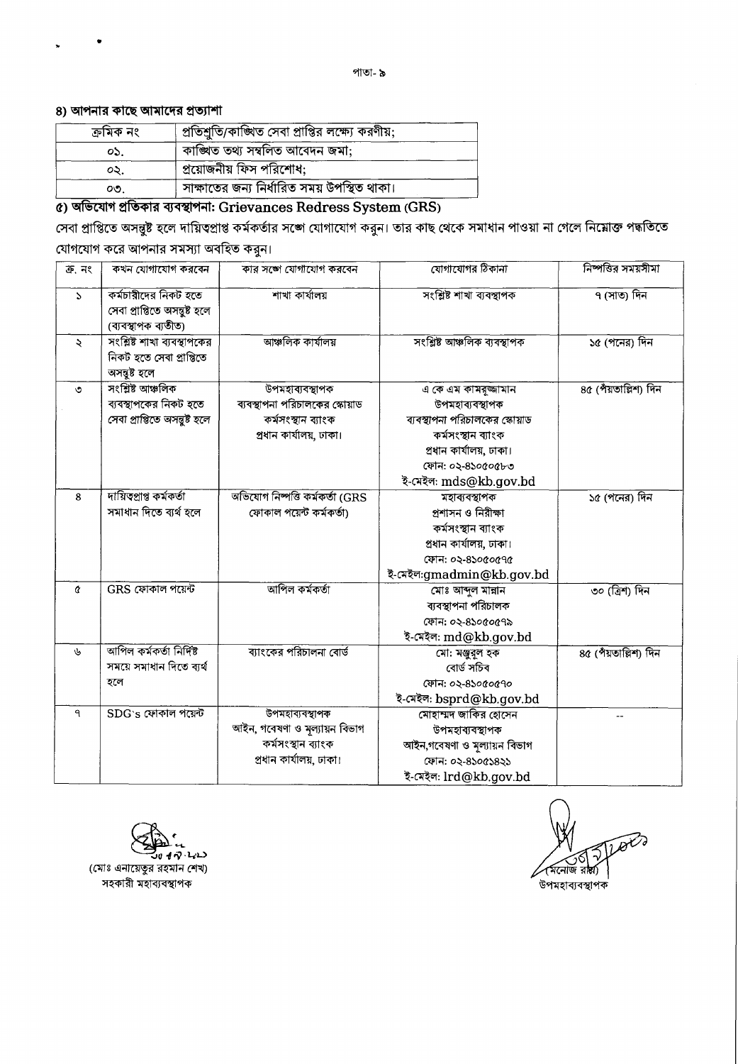### ৪) আপনার কাছে আমাদের প্রত্যাশা

| ক্রমিক নং | প্রতিশ্রুতি/কাঙ্খিত সেবা প্রাপ্তির লক্ষ্যে করণীয়; |
|---|---|
| ০১. | কাঙ্খিত তথ্য সম্বলিত আবেদন জমা; |
| ০২. | প্রয়োজনীয় ফিস পরিশোধ; |
| ০৩. | সাক্ষাতের জন্য নির্ধারিত সময় উপস্থিত থাকা। |

### ৫) অভিযোগ প্রতিকার ব্যবস্থাপনা: Grievances Redress System (GRS)

সেবা প্রাপ্তিতে অসন্তুষ্ট হলে দায়িত্বপ্রাপ্ত কর্মকর্তার সঙ্গে যোগাযোগ করুন। তার কাছ থেকে সমাধান পাওয়া না গেলে নিম্নোক্ত পদ্ধতিতে যোগাযোগ করে আপনার সমস্যা অবহিত করুন।

| ক্র. নং | কখন যোগাযোগ করবেন | কার সঙ্গে যোগাযোগ করবেন | যোগাযোগর ঠিকানা | নিষ্পত্তির সময়সীমা |
|---|---|---|---|---|
| ১ | কর্মচারীদের নিকট হতে সেবা প্রাপ্তিতে অসন্তুষ্ট হলে (ব্যবস্থাপক ব্যতীত) | শাখা কার্যালয় | সংশ্লিষ্ট শাখা ব্যবস্থাপক | ৭ (সাত) দিন |
| ২ | সংশ্লিষ্ট শাখা ব্যবস্থাপকের নিকট হতে সেবা প্রাপ্তিতে অসন্তুষ্ট হলে | আঞ্চলিক কার্যালয় | সংশ্লিষ্ট আঞ্চলিক ব্যবস্থাপক | ১৫ (পনের) দিন |
| ৩ | সংশ্লিষ্ট আঞ্চলিক ব্যবস্থাপকের নিকট হতে সেবা প্রাপ্তিতে অসন্তুষ্ট হলে | উপমহাব্যবস্থাপক ব্যবস্থাপনা পরিচালকের স্কোয়াড কর্মসংস্থান ব্যাংক প্রধান কার্যালয়, ঢাকা। | এ কে এম কামরুজ্জামান উপমহাব্যবস্থাপক ব্যবস্থাপনা পরিচালকের স্কোয়াড কর্মসংস্থান ব্যাংক প্রধান কার্যালয়, ঢাকা। ফোন: ০২-৪১০৫০৫৮৩ ই-মেইল: mds@kb.gov.bd | ৪৫ (পঁয়তাল্লিশ) দিন |
| ৪ | দায়িত্বপ্রাপ্ত কর্মকর্তা সমাধান দিতে ব্যর্থ হলে | অভিযোগ নিষ্পত্তি কর্মকর্তা (GRS ফোকাল পয়েন্ট কর্মকর্তা) | মহাব্যবস্থাপক প্রশাসন ও নিরীক্ষা কর্মসংস্থান ব্যাংক প্রধান কার্যালয়, ঢাকা। ফোন: ০২-৪১০৫০৫৭৫ ই-মেইল:gmadmin@kb.gov.bd | ১৫ (পনের) দিন |
| ৫ | GRS ফোকাল পয়েন্ট | আপিল কর্মকর্তা | মোঃ আব্দুল মান্নান ব্যবস্থাপনা পরিচালক ফোন: ০২-৪১০৫০৫৭৯ ই-মেইল: md@kb.gov.bd | ৩০ (ত্রিশ) দিন |
| ৬ | আপিল কর্মকর্তা নির্দিষ্ট সময়ে সমাধান দিতে ব্যর্থ হলে | ব্যাংকের পরিচালনা বোর্ড | মো: মঞ্জুরুল হক বোর্ড সচিব ফোন: ০২-৪১০৫০৫৭০ ই-মেইল: bsprd@kb.gov.bd | ৪৫ (পঁয়তাল্লিশ) দিন |
| ৭ | SDG's ফোকাল পয়েন্ট | উপমহাব্যবস্থাপক আইন, গবেষণা ও মূল্যায়ন বিভাগ কর্মসংস্থান ব্যাংক প্রধান কার্যালয়, ঢাকা। | মোহাম্মদ জাকির হোসেন উপমহাব্যবস্থাপক আইন,গবেষণা ও মূল্যায়ন বিভাগ ফোন: ০২-৪১০৫১৪২১ ই-মেইল: lrd@kb.gov.bd | -- |

(মোঃ এনায়েতুর রহমান শেখ)
সহকারী মহাব্যবস্থাপক

(মনোজ রায়)
উপমহাব্যবস্থাপক